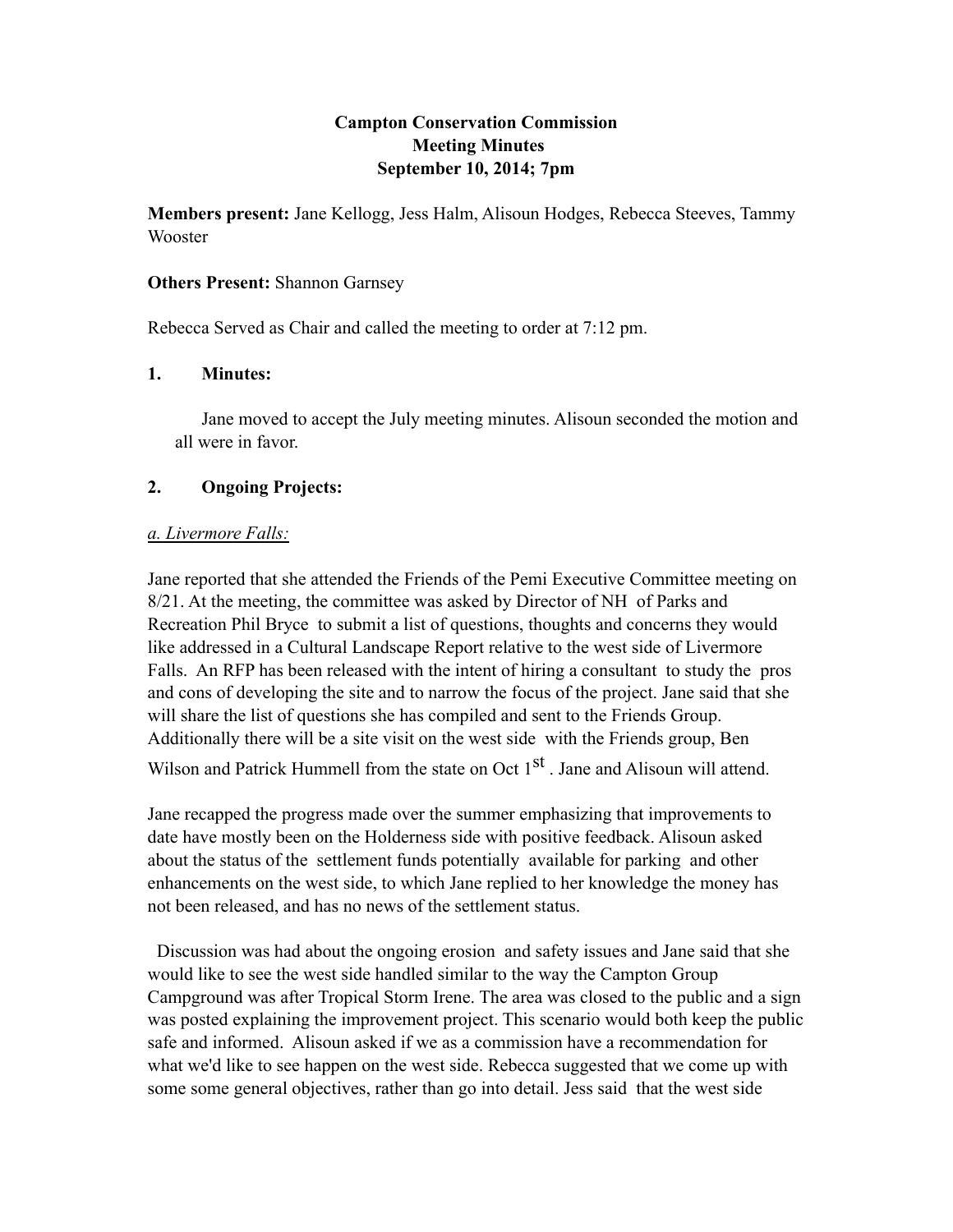**Campton Conservation Commission**
**Meeting Minutes**
**September 10, 2014; 7pm**

**Members present:** Jane Kellogg, Jess Halm, Alisoun Hodges, Rebecca Steeves, Tammy Wooster

**Others Present:** Shannon Garnsey

Rebecca Served as Chair and called the meeting to order at 7:12 pm.

## 1. Minutes:

Jane moved to accept the July meeting minutes. Alisoun seconded the motion and all were in favor.

## 2. Ongoing Projects:

*a. Livermore Falls:*

Jane reported that she attended the Friends of the Pemi Executive Committee meeting on 8/21. At the meeting, the committee was asked by Director of NH of Parks and Recreation Phil Bryce to submit a list of questions, thoughts and concerns they would like addressed in a Cultural Landscape Report relative to the west side of Livermore Falls. An RFP has been released with the intent of hiring a consultant to study the pros and cons of developing the site and to narrow the focus of the project. Jane said that she will share the list of questions she has compiled and sent to the Friends Group. Additionally there will be a site visit on the west side with the Friends group, Ben Wilson and Patrick Hummell from the state on Oct 1st . Jane and Alisoun will attend.

Jane recapped the progress made over the summer emphasizing that improvements to date have mostly been on the Holderness side with positive feedback. Alisoun asked about the status of the settlement funds potentially available for parking and other enhancements on the west side, to which Jane replied to her knowledge the money has not been released, and has no news of the settlement status.

Discussion was had about the ongoing erosion and safety issues and Jane said that she would like to see the west side handled similar to the way the Campton Group Campground was after Tropical Storm Irene. The area was closed to the public and a sign was posted explaining the improvement project. This scenario would both keep the public safe and informed. Alisoun asked if we as a commission have a recommendation for what we'd like to see happen on the west side. Rebecca suggested that we come up with some some general objectives, rather than go into detail. Jess said that the west side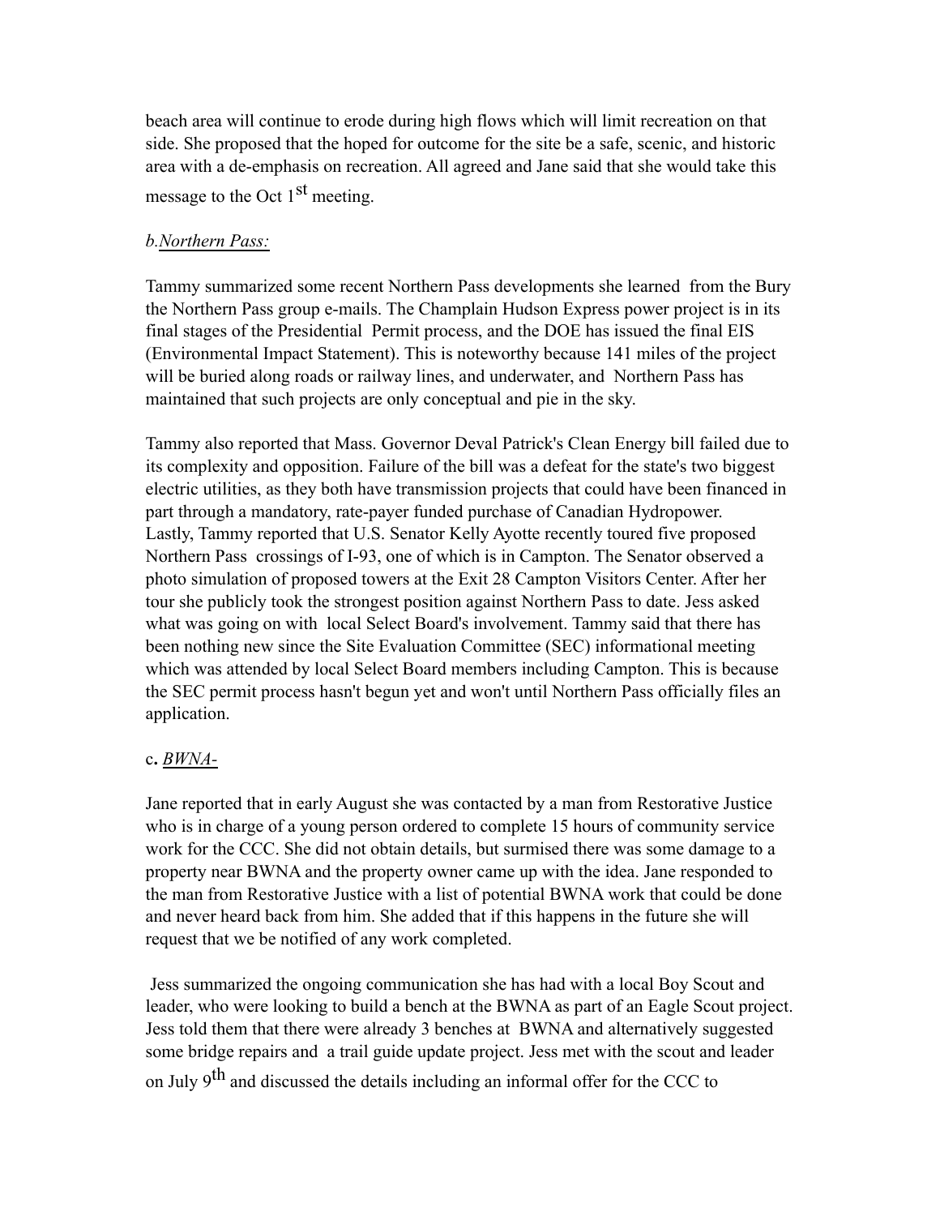beach area will continue to erode during high flows which will limit recreation on that side. She proposed that the hoped for outcome for the site be a safe, scenic, and historic area with a de-emphasis on recreation. All agreed and Jane said that she would take this message to the Oct 1st meeting.

*b.Northern Pass:*

Tammy summarized some recent Northern Pass developments she learned from the Bury the Northern Pass group e-mails. The Champlain Hudson Express power project is in its final stages of the Presidential Permit process, and the DOE has issued the final EIS (Environmental Impact Statement). This is noteworthy because 141 miles of the project will be buried along roads or railway lines, and underwater, and Northern Pass has maintained that such projects are only conceptual and pie in the sky.

Tammy also reported that Mass. Governor Deval Patrick's Clean Energy bill failed due to its complexity and opposition. Failure of the bill was a defeat for the state's two biggest electric utilities, as they both have transmission projects that could have been financed in part through a mandatory, rate-payer funded purchase of Canadian Hydropower. Lastly, Tammy reported that U.S. Senator Kelly Ayotte recently toured five proposed Northern Pass crossings of I-93, one of which is in Campton. The Senator observed a photo simulation of proposed towers at the Exit 28 Campton Visitors Center. After her tour she publicly took the strongest position against Northern Pass to date. Jess asked what was going on with local Select Board's involvement. Tammy said that there has been nothing new since the Site Evaluation Committee (SEC) informational meeting which was attended by local Select Board members including Campton. This is because the SEC permit process hasn't begun yet and won't until Northern Pass officially files an application.

c. *BWNA-*

Jane reported that in early August she was contacted by a man from Restorative Justice who is in charge of a young person ordered to complete 15 hours of community service work for the CCC. She did not obtain details, but surmised there was some damage to a property near BWNA and the property owner came up with the idea. Jane responded to the man from Restorative Justice with a list of potential BWNA work that could be done and never heard back from him. She added that if this happens in the future she will request that we be notified of any work completed.

Jess summarized the ongoing communication she has had with a local Boy Scout and leader, who were looking to build a bench at the BWNA as part of an Eagle Scout project. Jess told them that there were already 3 benches at BWNA and alternatively suggested some bridge repairs and a trail guide update project. Jess met with the scout and leader on July 9th and discussed the details including an informal offer for the CCC to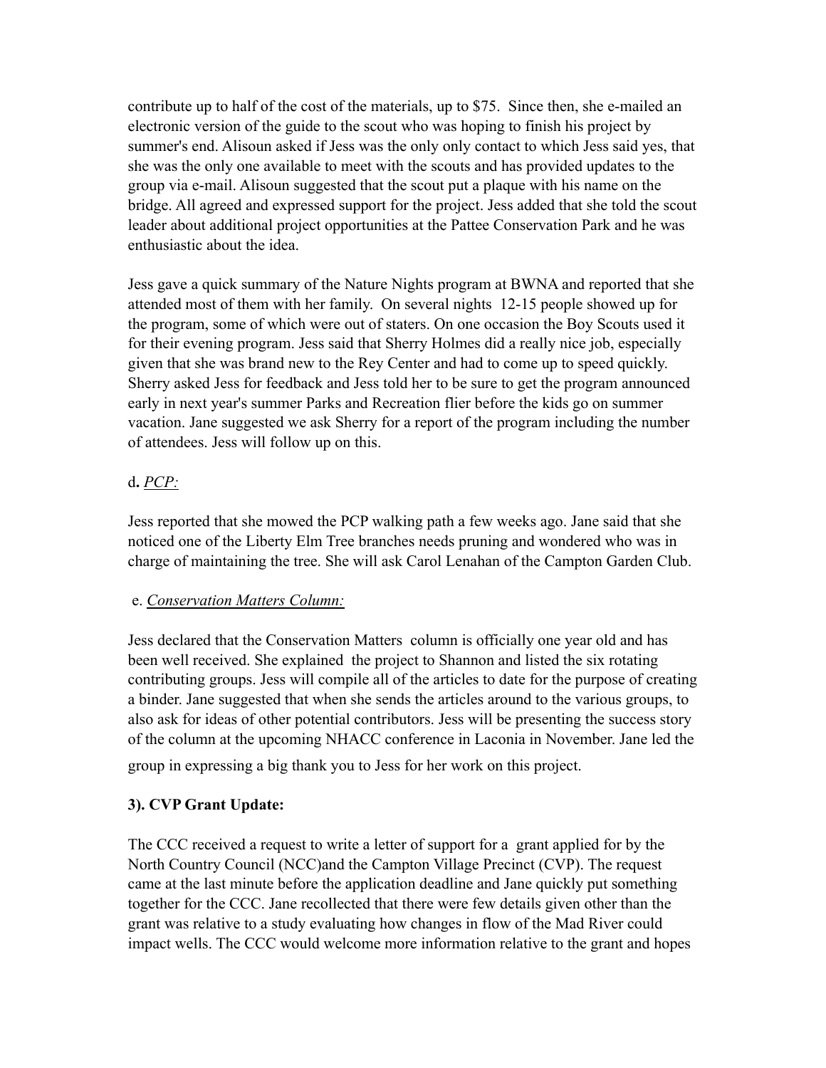contribute up to half of the cost of the materials, up to $75. Since then, she e-mailed an electronic version of the guide to the scout who was hoping to finish his project by summer's end. Alisoun asked if Jess was the only only contact to which Jess said yes, that she was the only one available to meet with the scouts and has provided updates to the group via e-mail. Alisoun suggested that the scout put a plaque with his name on the bridge. All agreed and expressed support for the project. Jess added that she told the scout leader about additional project opportunities at the Pattee Conservation Park and he was enthusiastic about the idea.

Jess gave a quick summary of the Nature Nights program at BWNA and reported that she attended most of them with her family. On several nights 12-15 people showed up for the program, some of which were out of staters. On one occasion the Boy Scouts used it for their evening program. Jess said that Sherry Holmes did a really nice job, especially given that she was brand new to the Rey Center and had to come up to speed quickly. Sherry asked Jess for feedback and Jess told her to be sure to get the program announced early in next year's summer Parks and Recreation flier before the kids go on summer vacation. Jane suggested we ask Sherry for a report of the program including the number of attendees. Jess will follow up on this.

d**.** *PCP:*

Jess reported that she mowed the PCP walking path a few weeks ago. Jane said that she noticed one of the Liberty Elm Tree branches needs pruning and wondered who was in charge of maintaining the tree. She will ask Carol Lenahan of the Campton Garden Club.

e. *Conservation Matters Column:*

Jess declared that the Conservation Matters column is officially one year old and has been well received. She explained the project to Shannon and listed the six rotating contributing groups. Jess will compile all of the articles to date for the purpose of creating a binder. Jane suggested that when she sends the articles around to the various groups, to also ask for ideas of other potential contributors. Jess will be presenting the success story of the column at the upcoming NHACC conference in Laconia in November. Jane led the group in expressing a big thank you to Jess for her work on this project.

**3). CVP Grant Update:**

The CCC received a request to write a letter of support for a grant applied for by the North Country Council (NCC)and the Campton Village Precinct (CVP). The request came at the last minute before the application deadline and Jane quickly put something together for the CCC. Jane recollected that there were few details given other than the grant was relative to a study evaluating how changes in flow of the Mad River could impact wells. The CCC would welcome more information relative to the grant and hopes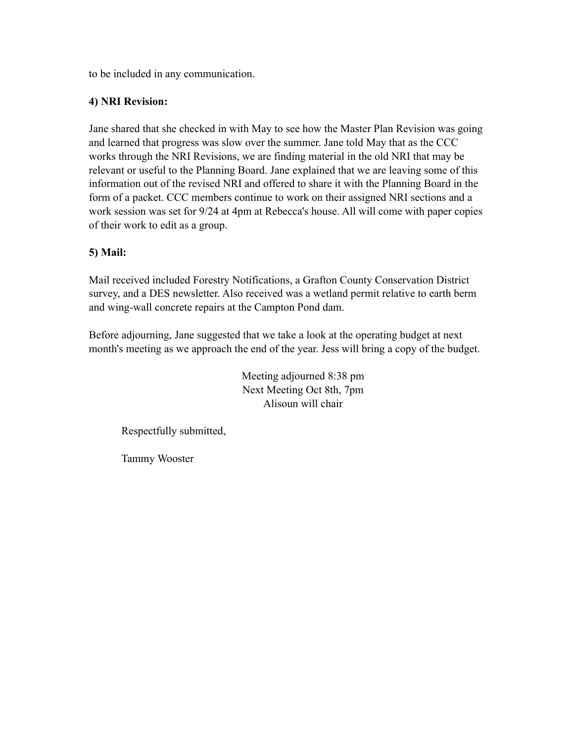to be included in any communication.

**4) NRI Revision:**

Jane shared that she checked in with May to see how the Master Plan Revision was going and learned that progress was slow over the summer. Jane told May that as the CCC works through the NRI Revisions, we are finding material in the old NRI that may be relevant or useful to the Planning Board. Jane explained that we are leaving some of this information out of the revised NRI and offered to share it with the Planning Board in the form of a packet. CCC members continue to work on their assigned NRI sections and a work session was set for 9/24 at 4pm at Rebecca's house. All will come with paper copies of their work to edit as a group.

**5) Mail:**

Mail received included Forestry Notifications, a Grafton County Conservation District survey, and a DES newsletter. Also received was a wetland permit relative to earth berm and wing-wall concrete repairs at the Campton Pond dam.

Before adjourning, Jane suggested that we take a look at the operating budget at next month's meeting as we approach the end of the year. Jess will bring a copy of the budget.

Meeting adjourned 8:38 pm
Next Meeting Oct 8th, 7pm
Alisoun will chair

Respectfully submitted,

Tammy Wooster